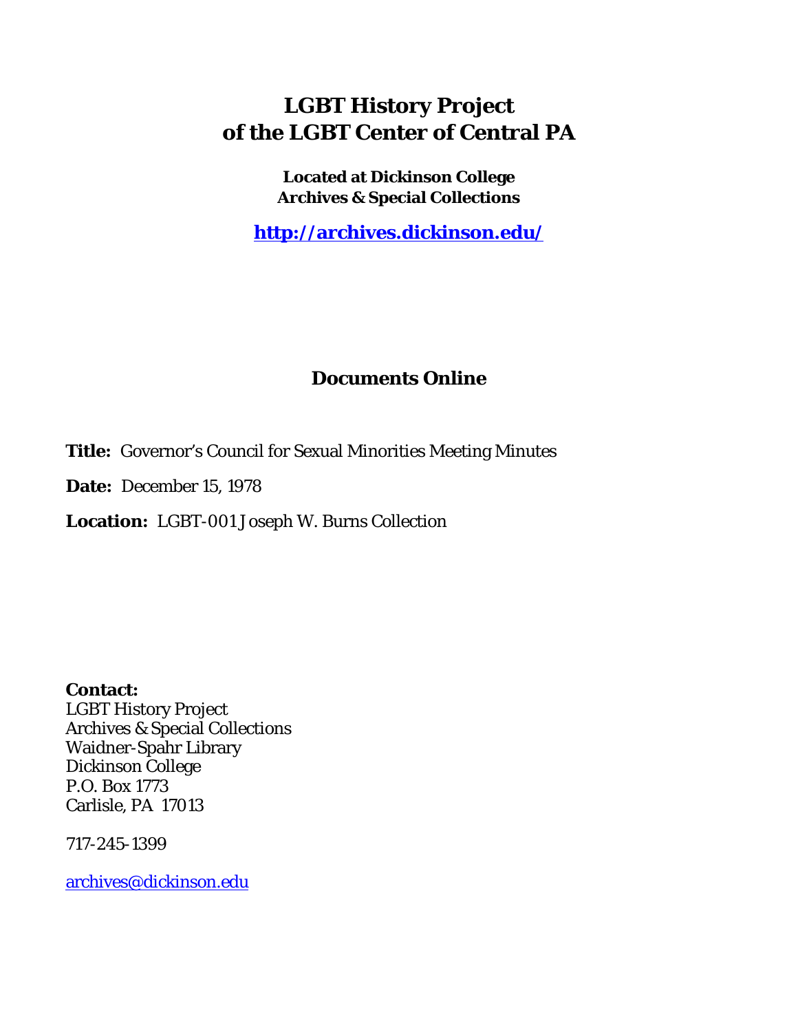# LGBT History Project of the LGBT Center of Central PA

**Located at Dickinson College Archives & Special Collections**

**http://archives.dickinson.edu/**

## Documents Online

**Title:** Governor's Council for Sexual Minorities Meeting Minutes

**Date:** December 15, 1978

**Location:** LGBT-001 Joseph W. Burns Collection

**Contact:**
LGBT History Project
Archives & Special Collections
Waidner-Spahr Library
Dickinson College
P.O. Box 1773
Carlisle, PA 17013

717-245-1399

archives@dickinson.edu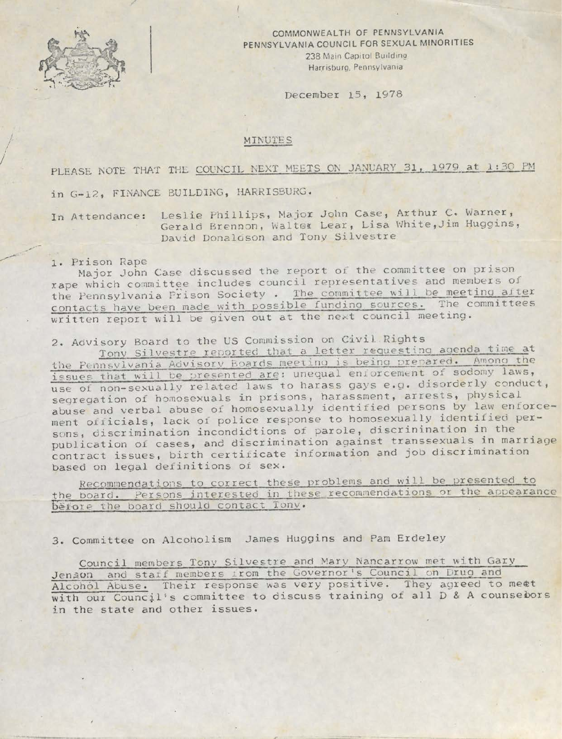COMMONWEALTH OF PENNSYLVANIA
PENNSYLVANIA COUNCIL FOR SEXUAL MINORITIES
238 Main Capitol Building
Harrisburg, Pennsylvania

December 15, 1978

## MINUTES

PLEASE NOTE THAT THE COUNCIL NEXT MEETS ON JANUARY 31, 1979 at 1:30 PM in G-12, FINANCE BUILDING, HARRISBURG.

In Attendance: Leslie Phillips, Major John Case, Arthur C. Warner, Gerald Brennon, Walter Lear, Lisa White, Jim Huggins, David Donaldson and Tony Silvestre

1. Prison Rape

Major John Case discussed the report of the committee on prison rape which committee includes council representatives and members of the Pennsylvania Prison Society . The committee will be meeting after contacts have been made with possible funding sources. The committees written report will be given out at the next council meeting.

2. Advisory Board to the US Commission on Civil Rights

Tony Silvestre reported that a letter requesting agenda time at the Pennsylvania Advisory Boards meeting is being prepared. Among the issues that will be presented are: unequal enforcement of sodomy laws, use of non-sexually related laws to harass gays e.g. disorderly conduct, segregation of homosexuals in prisons, harassment, arrests, physical abuse and verbal abuse of homosexually identified persons by law enforcement officials, lack of police response to homosexually identified persons, discrimination inconditions of parole, discrimination in the publication of cases, and discrimination against transsexuals in marriage contract issues, birth certificate information and job discrimination based on legal definitions of sex.

Recommendations to correct these problems and will be presented to the board. Persons interested in these recommendations or the appearance before the board should contact Tony.

3. Committee on Alcoholism James Huggins and Pam Erdeley

Council members Tony Silvestre and Mary Nancarrow met with Gary Jenson and staff members from the Governor's Council on Drug and Alcohol Abuse. Their response was very positive. They agreed to meet with our Council's committee to discuss training of all D & A counselors in the state and other issues.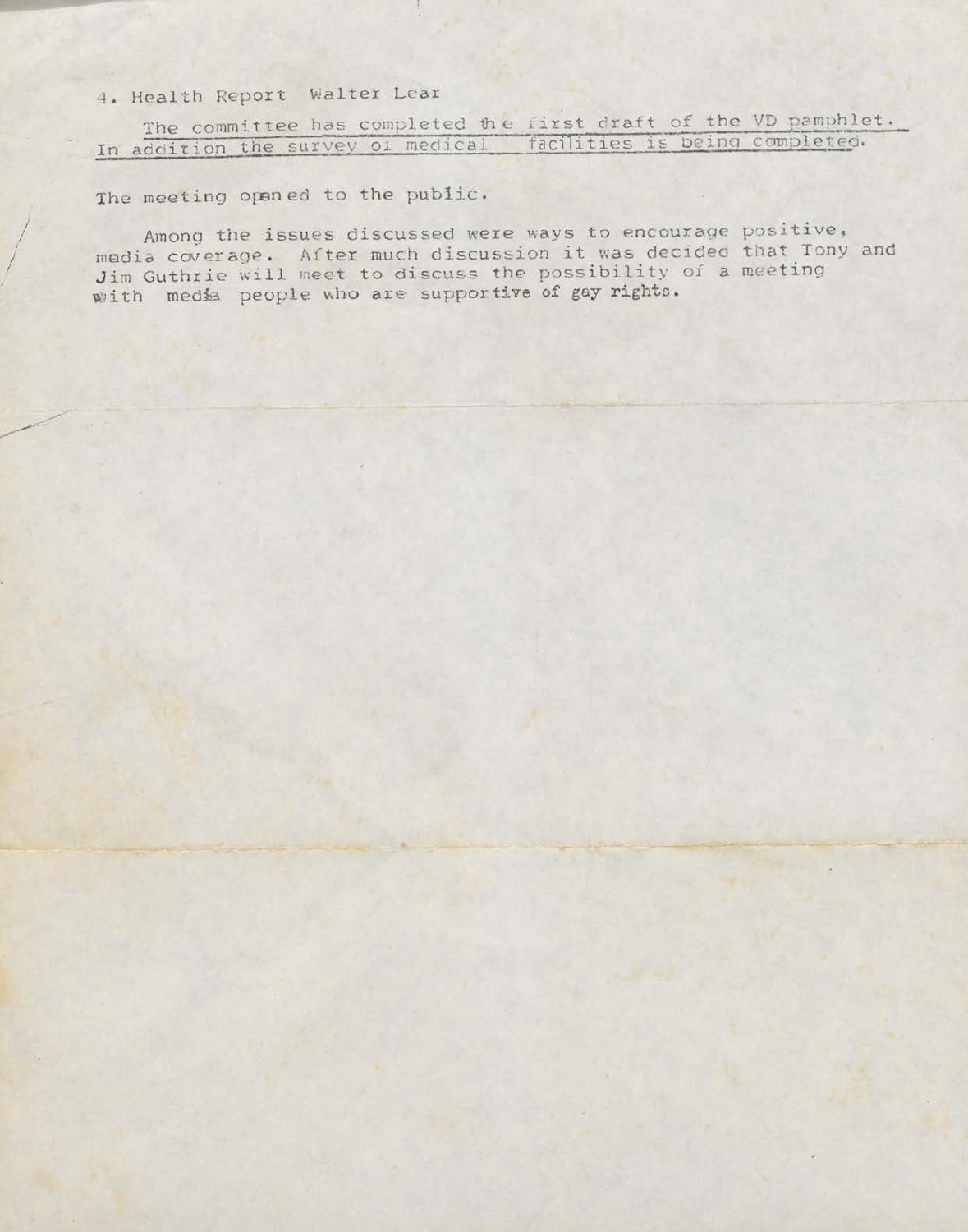4. Health Report Walter Lear

The committee has completed the first draft of the VD pamphlet. In addition the survey of medical facilities is being completed.

The meeting opened to the public.

Among the issues discussed were ways to encourage positive, media coverage. After much discussion it was decided that Tony and Jim Guthrie will meet to discuss the possibility of a meeting with media people who are supportive of gay rights.